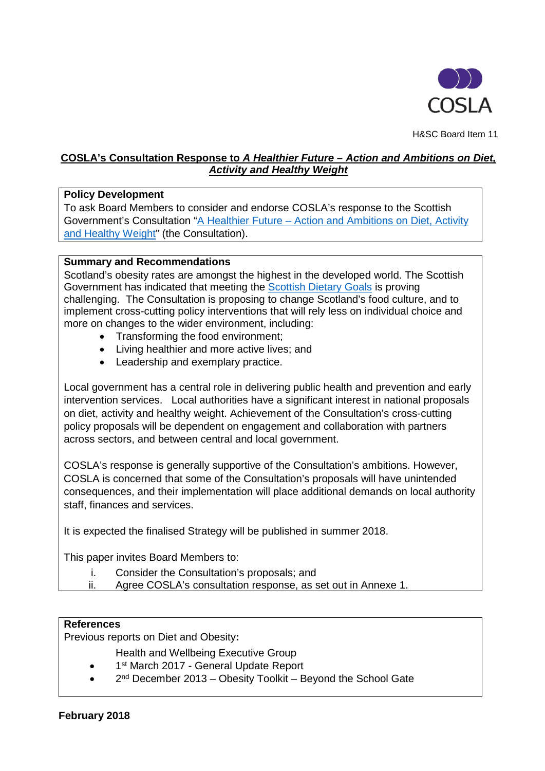H&SC Board Item 11

# COSLA's Consultation Response to *A Healthier Future – Action and Ambitions on Diet, Activity and Healthy Weight*

**Policy Development**

To ask Board Members to consider and endorse COSLA's response to the Scottish Government's Consultation "A Healthier Future – Action and Ambitions on Diet, Activity and Healthy Weight" (the Consultation).

**Summary and Recommendations**

Scotland's obesity rates are amongst the highest in the developed world. The Scottish Government has indicated that meeting the Scottish Dietary Goals is proving challenging. The Consultation is proposing to change Scotland's food culture, and to implement cross-cutting policy interventions that will rely less on individual choice and more on changes to the wider environment, including:

- Transforming the food environment;
- Living healthier and more active lives; and
- Leadership and exemplary practice.

Local government has a central role in delivering public health and prevention and early intervention services. Local authorities have a significant interest in national proposals on diet, activity and healthy weight. Achievement of the Consultation's cross-cutting policy proposals will be dependent on engagement and collaboration with partners across sectors, and between central and local government.

COSLA's response is generally supportive of the Consultation's ambitions. However, COSLA is concerned that some of the Consultation's proposals will have unintended consequences, and their implementation will place additional demands on local authority staff, finances and services.

It is expected the finalised Strategy will be published in summer 2018.

This paper invites Board Members to:

i. Consider the Consultation's proposals; and
ii. Agree COSLA's consultation response, as set out in Annexe 1.

**References**

Previous reports on Diet and Obesity**:**

Health and Wellbeing Executive Group

- 1st March 2017 - General Update Report
- 2nd December 2013 – Obesity Toolkit – Beyond the School Gate

**February 2018**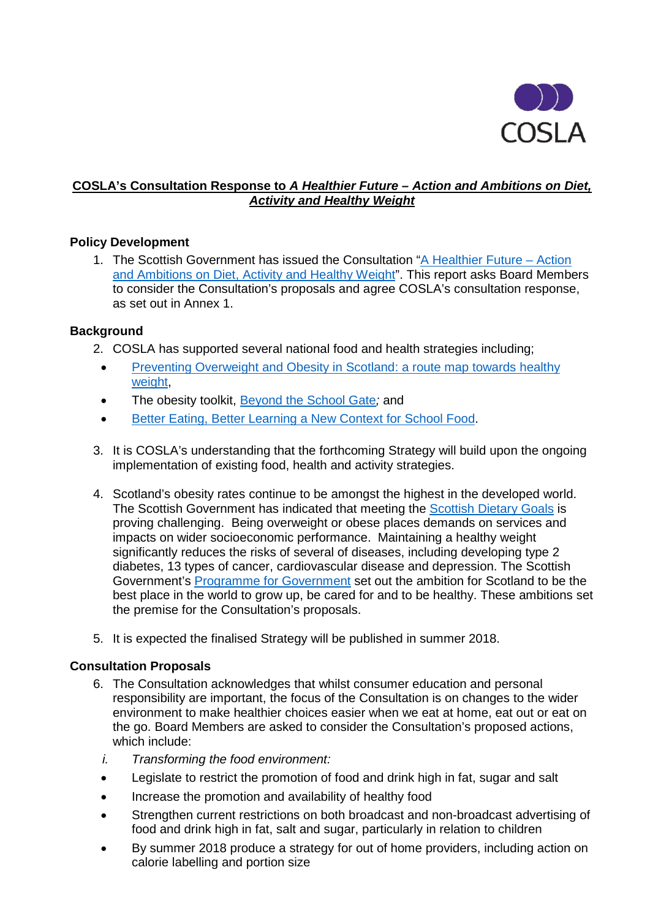COSLA

**COSLA's Consultation Response to *A Healthier Future – Action and Ambitions on Diet, Activity and Healthy Weight***

**Policy Development**

1. The Scottish Government has issued the Consultation "A Healthier Future – Action and Ambitions on Diet, Activity and Healthy Weight". This report asks Board Members to consider the Consultation's proposals and agree COSLA's consultation response, as set out in Annex 1.

**Background**

2. COSLA has supported several national food and health strategies including;
   - Preventing Overweight and Obesity in Scotland: a route map towards healthy weight,
   - The obesity toolkit, Beyond the School Gate*;* and
   - Better Eating, Better Learning a New Context for School Food.

3. It is COSLA's understanding that the forthcoming Strategy will build upon the ongoing implementation of existing food, health and activity strategies.

4. Scotland's obesity rates continue to be amongst the highest in the developed world. The Scottish Government has indicated that meeting the Scottish Dietary Goals is proving challenging. Being overweight or obese places demands on services and impacts on wider socioeconomic performance. Maintaining a healthy weight significantly reduces the risks of several of diseases, including developing type 2 diabetes, 13 types of cancer, cardiovascular disease and depression. The Scottish Government's Programme for Government set out the ambition for Scotland to be the best place in the world to grow up, be cared for and to be healthy. These ambitions set the premise for the Consultation's proposals.

5. It is expected the finalised Strategy will be published in summer 2018.

**Consultation Proposals**

6. The Consultation acknowledges that whilst consumer education and personal responsibility are important, the focus of the Consultation is on changes to the wider environment to make healthier choices easier when we eat at home, eat out or eat on the go. Board Members are asked to consider the Consultation's proposed actions, which include:

   i. *Transforming the food environment:*
   - Legislate to restrict the promotion of food and drink high in fat, sugar and salt
   - Increase the promotion and availability of healthy food
   - Strengthen current restrictions on both broadcast and non-broadcast advertising of food and drink high in fat, salt and sugar, particularly in relation to children
   - By summer 2018 produce a strategy for out of home providers, including action on calorie labelling and portion size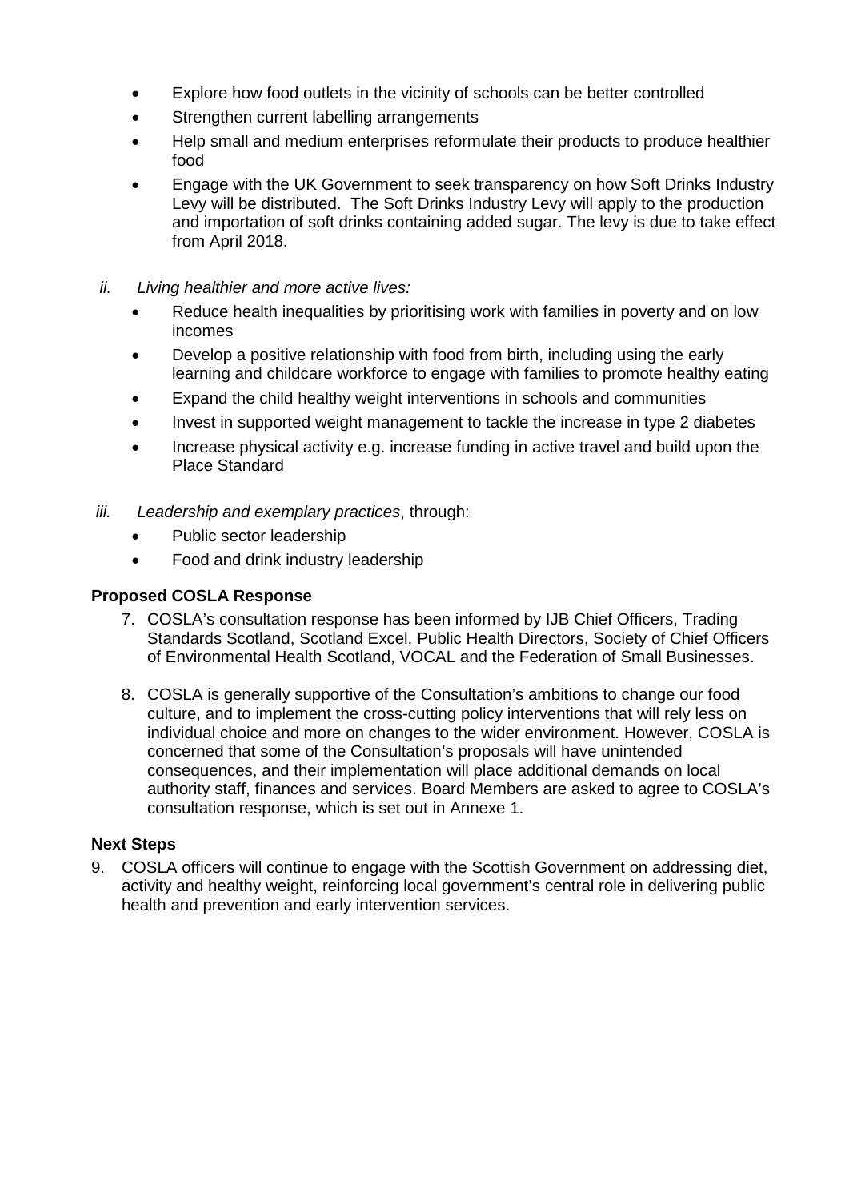- Explore how food outlets in the vicinity of schools can be better controlled
- Strengthen current labelling arrangements
- Help small and medium enterprises reformulate their products to produce healthier food
- Engage with the UK Government to seek transparency on how Soft Drinks Industry Levy will be distributed. The Soft Drinks Industry Levy will apply to the production and importation of soft drinks containing added sugar. The levy is due to take effect from April 2018.

ii. *Living healthier and more active lives:*

- Reduce health inequalities by prioritising work with families in poverty and on low incomes
- Develop a positive relationship with food from birth, including using the early learning and childcare workforce to engage with families to promote healthy eating
- Expand the child healthy weight interventions in schools and communities
- Invest in supported weight management to tackle the increase in type 2 diabetes
- Increase physical activity e.g. increase funding in active travel and build upon the Place Standard

iii. *Leadership and exemplary practices*, through:

- Public sector leadership
- Food and drink industry leadership

**Proposed COSLA Response**

7. COSLA's consultation response has been informed by IJB Chief Officers, Trading Standards Scotland, Scotland Excel, Public Health Directors, Society of Chief Officers of Environmental Health Scotland, VOCAL and the Federation of Small Businesses.

8. COSLA is generally supportive of the Consultation's ambitions to change our food culture, and to implement the cross-cutting policy interventions that will rely less on individual choice and more on changes to the wider environment. However, COSLA is concerned that some of the Consultation's proposals will have unintended consequences, and their implementation will place additional demands on local authority staff, finances and services. Board Members are asked to agree to COSLA's consultation response, which is set out in Annexe 1.

**Next Steps**

9. COSLA officers will continue to engage with the Scottish Government on addressing diet, activity and healthy weight, reinforcing local government's central role in delivering public health and prevention and early intervention services.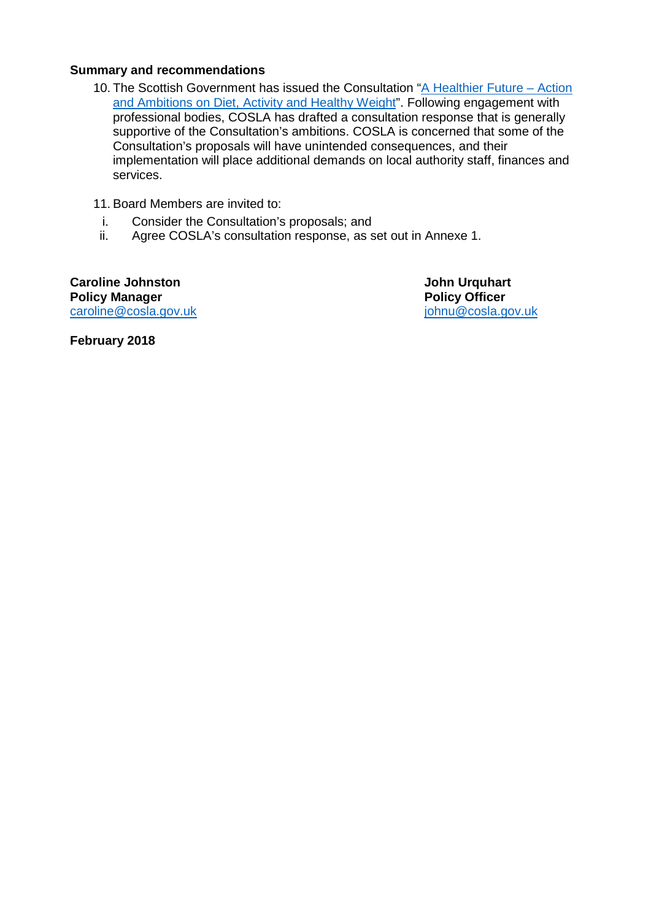**Summary and recommendations**

10. The Scottish Government has issued the Consultation "A Healthier Future – Action and Ambitions on Diet, Activity and Healthy Weight". Following engagement with professional bodies, COSLA has drafted a consultation response that is generally supportive of the Consultation's ambitions. COSLA is concerned that some of the Consultation's proposals will have unintended consequences, and their implementation will place additional demands on local authority staff, finances and services.

11. Board Members are invited to:

    i. Consider the Consultation's proposals; and
    ii. Agree COSLA's consultation response, as set out in Annexe 1.

**Caroline Johnston**
**Policy Manager**
caroline@cosla.gov.uk

**John Urquhart**
**Policy Officer**
johnu@cosla.gov.uk

**February 2018**